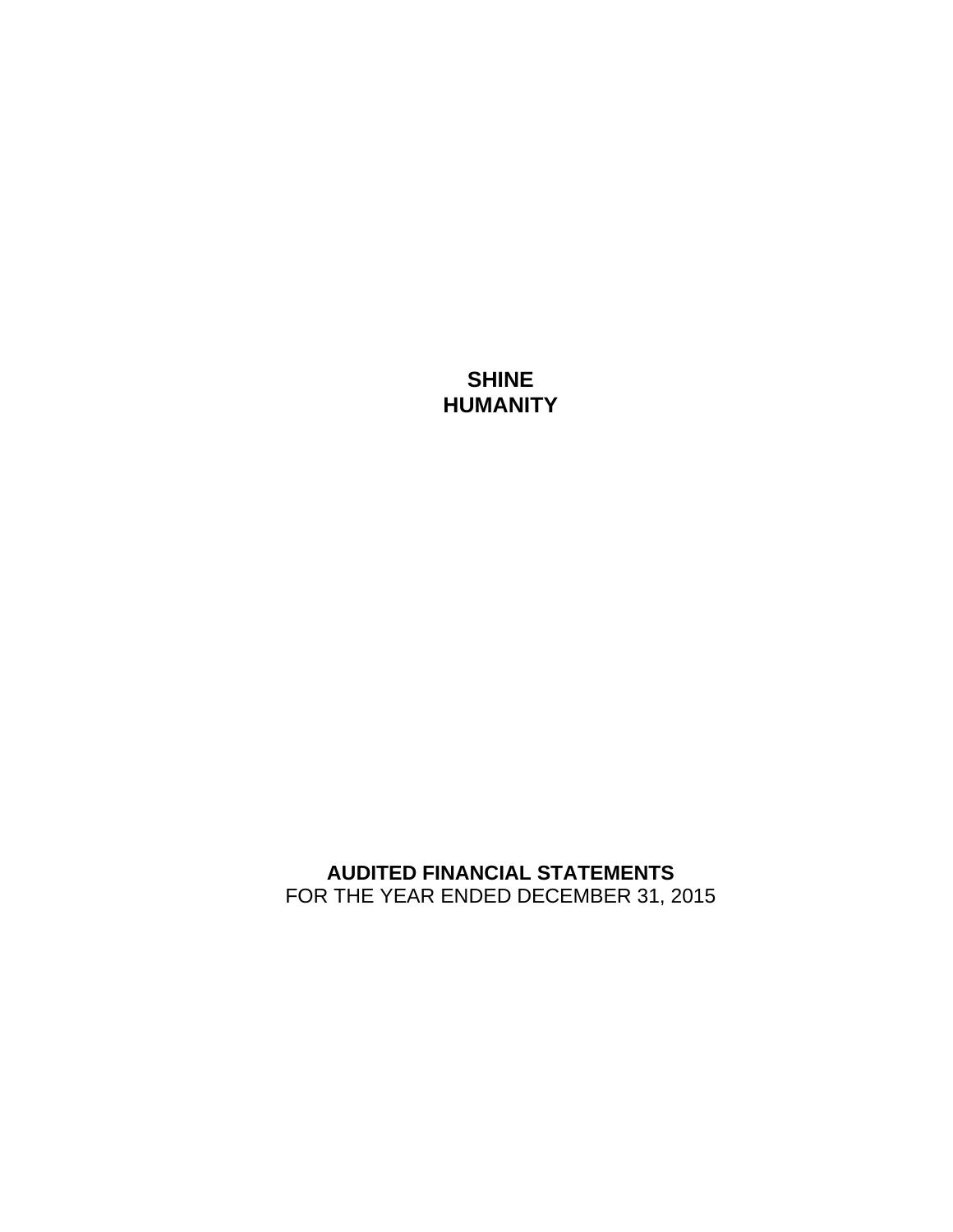# SHINE HUMANITY

**AUDITED FINANCIAL STATEMENTS**

FOR THE YEAR ENDED DECEMBER 31, 2015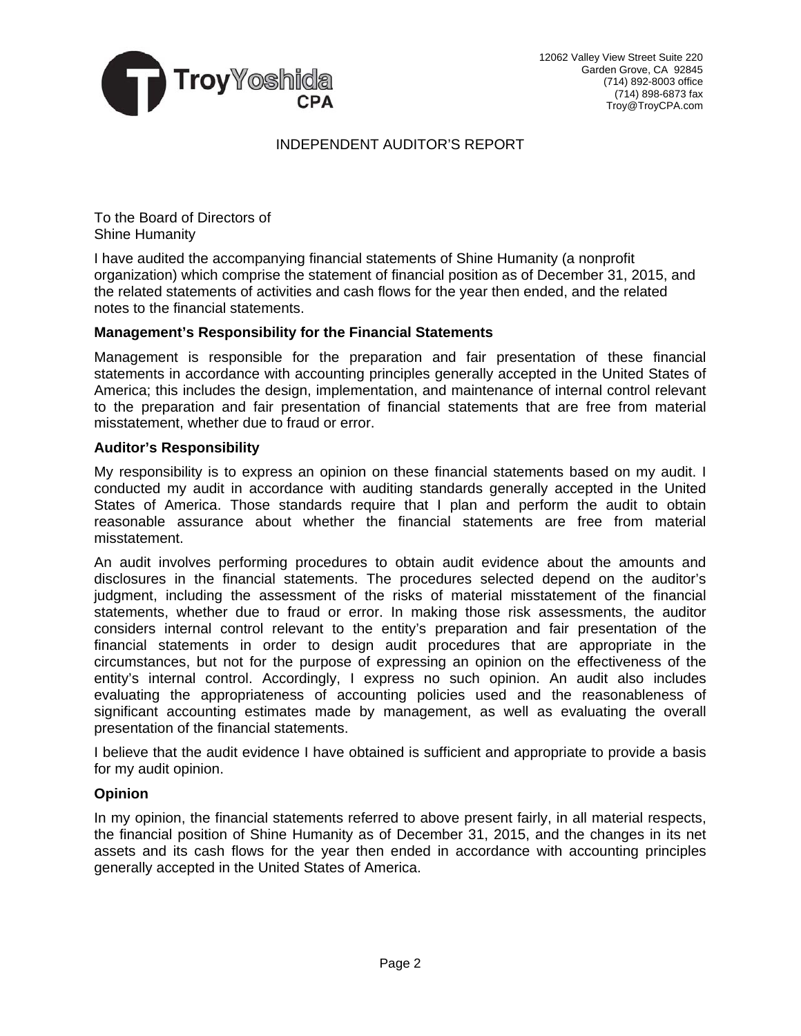TroyYoshida CPA

12062 Valley View Street Suite 220
Garden Grove, CA 92845
(714) 892-8003 office
(714) 898-6873 fax
Troy@TroyCPA.com

# INDEPENDENT AUDITOR'S REPORT

To the Board of Directors of
Shine Humanity

I have audited the accompanying financial statements of Shine Humanity (a nonprofit organization) which comprise the statement of financial position as of December 31, 2015, and the related statements of activities and cash flows for the year then ended, and the related notes to the financial statements.

**Management's Responsibility for the Financial Statements**

Management is responsible for the preparation and fair presentation of these financial statements in accordance with accounting principles generally accepted in the United States of America; this includes the design, implementation, and maintenance of internal control relevant to the preparation and fair presentation of financial statements that are free from material misstatement, whether due to fraud or error.

**Auditor's Responsibility**

My responsibility is to express an opinion on these financial statements based on my audit. I conducted my audit in accordance with auditing standards generally accepted in the United States of America. Those standards require that I plan and perform the audit to obtain reasonable assurance about whether the financial statements are free from material misstatement.

An audit involves performing procedures to obtain audit evidence about the amounts and disclosures in the financial statements. The procedures selected depend on the auditor's judgment, including the assessment of the risks of material misstatement of the financial statements, whether due to fraud or error. In making those risk assessments, the auditor considers internal control relevant to the entity's preparation and fair presentation of the financial statements in order to design audit procedures that are appropriate in the circumstances, but not for the purpose of expressing an opinion on the effectiveness of the entity's internal control. Accordingly, I express no such opinion. An audit also includes evaluating the appropriateness of accounting policies used and the reasonableness of significant accounting estimates made by management, as well as evaluating the overall presentation of the financial statements.

I believe that the audit evidence I have obtained is sufficient and appropriate to provide a basis for my audit opinion.

**Opinion**

In my opinion, the financial statements referred to above present fairly, in all material respects, the financial position of Shine Humanity as of December 31, 2015, and the changes in its net assets and its cash flows for the year then ended in accordance with accounting principles generally accepted in the United States of America.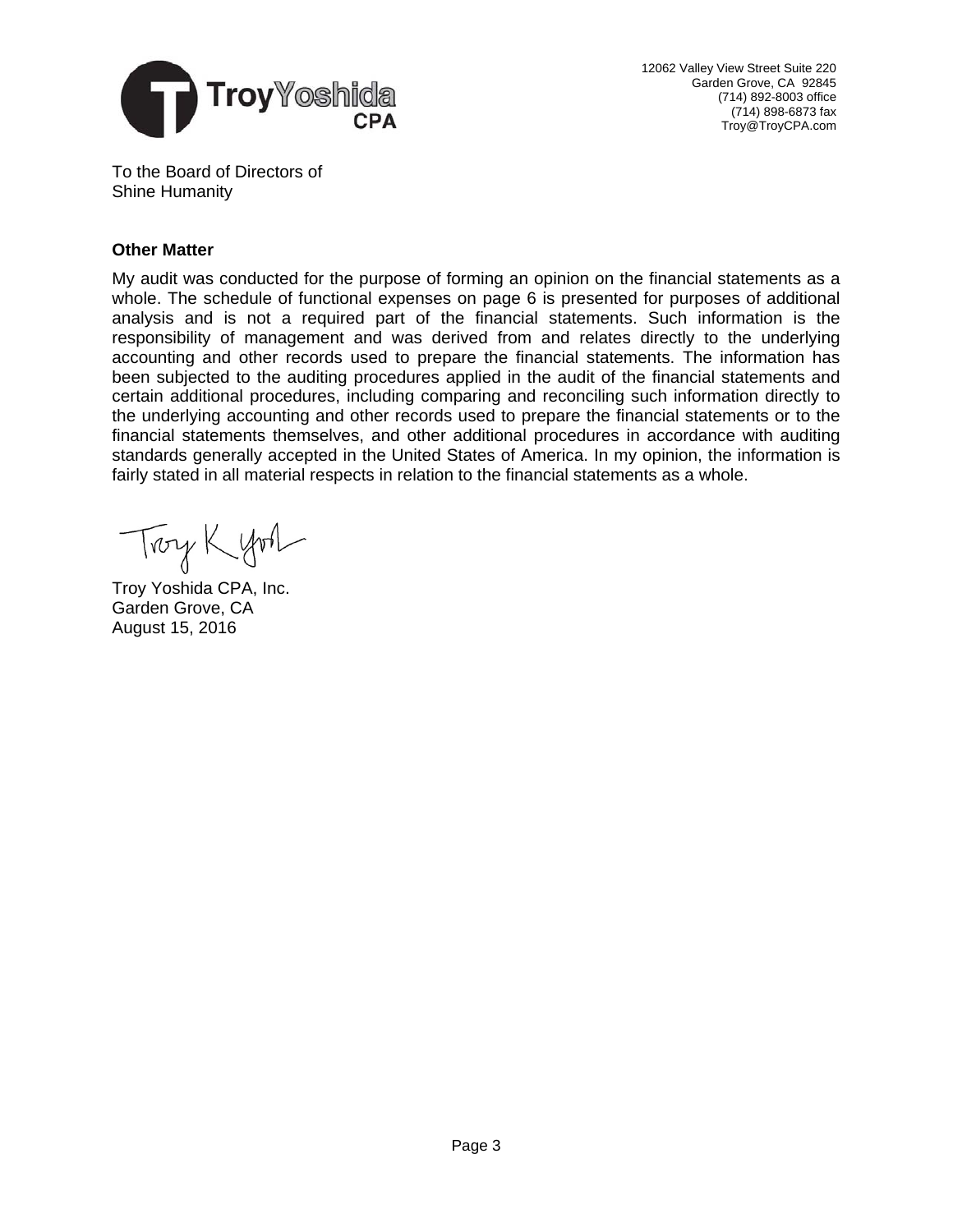TroyYoshida CPA

12062 Valley View Street Suite 220
Garden Grove, CA 92845
(714) 892-8003 office
(714) 898-6873 fax
Troy@TroyCPA.com

To the Board of Directors of
Shine Humanity

**Other Matter**

My audit was conducted for the purpose of forming an opinion on the financial statements as a whole. The schedule of functional expenses on page 6 is presented for purposes of additional analysis and is not a required part of the financial statements. Such information is the responsibility of management and was derived from and relates directly to the underlying accounting and other records used to prepare the financial statements. The information has been subjected to the auditing procedures applied in the audit of the financial statements and certain additional procedures, including comparing and reconciling such information directly to the underlying accounting and other records used to prepare the financial statements or to the financial statements themselves, and other additional procedures in accordance with auditing standards generally accepted in the United States of America. In my opinion, the information is fairly stated in all material respects in relation to the financial statements as a whole.

Troy Yoshida CPA, Inc.
Garden Grove, CA
August 15, 2016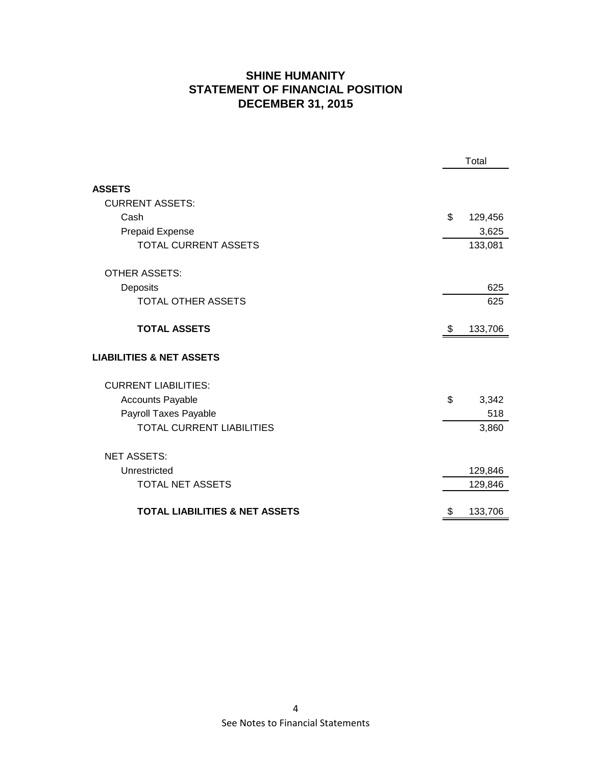# SHINE HUMANITY
## STATEMENT OF FINANCIAL POSITION
## DECEMBER 31, 2015

| | Total |
|---|---|
| **ASSETS** | |
| CURRENT ASSETS: | |
| Cash | $ 129,456 |
| Prepaid Expense | 3,625 |
| TOTAL CURRENT ASSETS | 133,081 |
| | |
| OTHER ASSETS: | |
| Deposits | 625 |
| TOTAL OTHER ASSETS | 625 |
| | |
| **TOTAL ASSETS** | $ 133,706 |
| | |
| **LIABILITIES & NET ASSETS** | |
| | |
| CURRENT LIABILITIES: | |
| Accounts Payable | $ 3,342 |
| Payroll Taxes Payable | 518 |
| TOTAL CURRENT LIABILITIES | 3,860 |
| | |
| NET ASSETS: | |
| Unrestricted | 129,846 |
| TOTAL NET ASSETS | 129,846 |
| | |
| **TOTAL LIABILITIES & NET ASSETS** | $ 133,706 |

See Notes to Financial Statements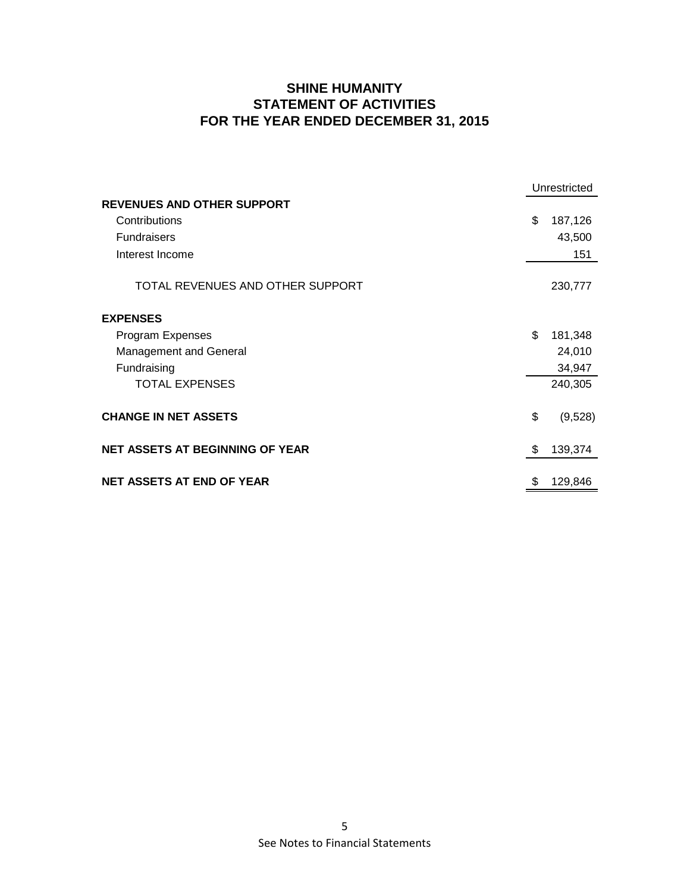# SHINE HUMANITY
## STATEMENT OF ACTIVITIES
## FOR THE YEAR ENDED DECEMBER 31, 2015

| | Unrestricted |
|---|---|
| **REVENUES AND OTHER SUPPORT** | |
| Contributions | $ 187,126 |
| Fundraisers | 43,500 |
| Interest Income | 151 |
| TOTAL REVENUES AND OTHER SUPPORT | 230,777 |
| **EXPENSES** | |
| Program Expenses | $ 181,348 |
| Management and General | 24,010 |
| Fundraising | 34,947 |
| TOTAL EXPENSES | 240,305 |
| **CHANGE IN NET ASSETS** | $ (9,528) |
| **NET ASSETS AT BEGINNING OF YEAR** | $ 139,374 |
| **NET ASSETS AT END OF YEAR** | $ 129,846 |

See Notes to Financial Statements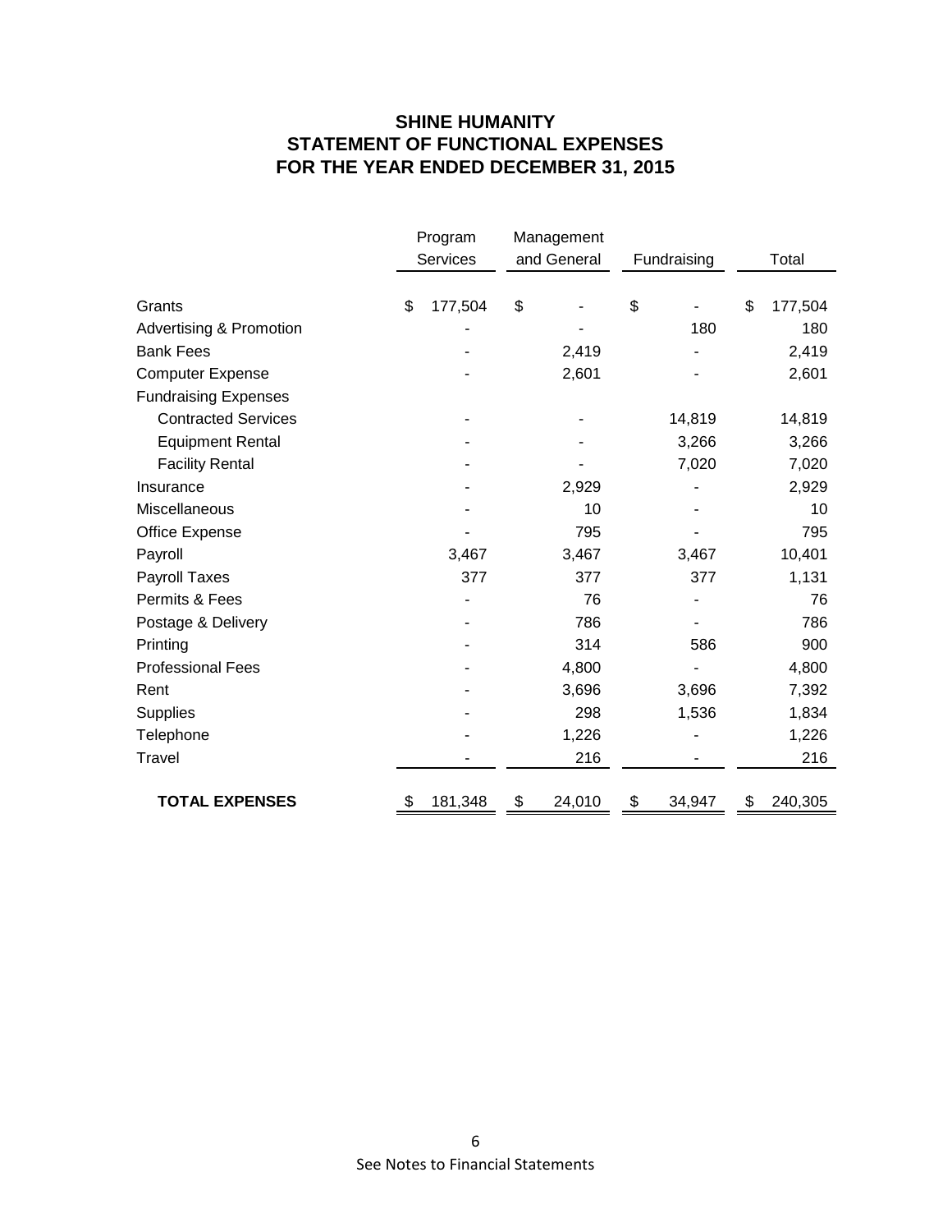**SHINE HUMANITY**
**STATEMENT OF FUNCTIONAL EXPENSES**
**FOR THE YEAR ENDED DECEMBER 31, 2015**

| | Program Services | Management and General | Fundraising | Total |
|---|---|---|---|---|
| Grants | $ 177,504 | $ - | $ - | $ 177,504 |
| Advertising & Promotion | - | - | 180 | 180 |
| Bank Fees | - | 2,419 | - | 2,419 |
| Computer Expense | - | 2,601 | - | 2,601 |
| Fundraising Expenses | | | | |
| Contracted Services | - | - | 14,819 | 14,819 |
| Equipment Rental | - | - | 3,266 | 3,266 |
| Facility Rental | - | - | 7,020 | 7,020 |
| Insurance | - | 2,929 | - | 2,929 |
| Miscellaneous | - | 10 | - | 10 |
| Office Expense | - | 795 | - | 795 |
| Payroll | 3,467 | 3,467 | 3,467 | 10,401 |
| Payroll Taxes | 377 | 377 | 377 | 1,131 |
| Permits & Fees | - | 76 | - | 76 |
| Postage & Delivery | - | 786 | - | 786 |
| Printing | - | 314 | 586 | 900 |
| Professional Fees | - | 4,800 | - | 4,800 |
| Rent | - | 3,696 | 3,696 | 7,392 |
| Supplies | - | 298 | 1,536 | 1,834 |
| Telephone | - | 1,226 | - | 1,226 |
| Travel | - | 216 | - | 216 |
| **TOTAL EXPENSES** | $ 181,348 | $ 24,010 | $ 34,947 | $ 240,305 |

See Notes to Financial Statements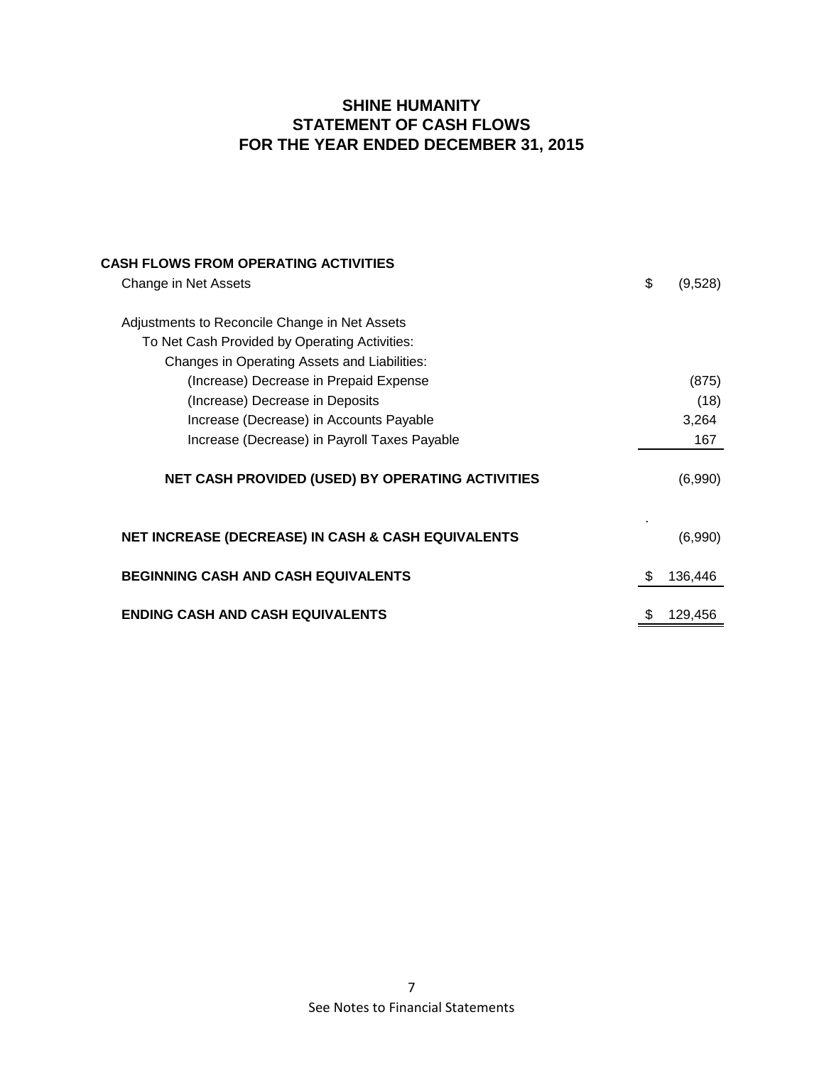# SHINE HUMANITY
## STATEMENT OF CASH FLOWS
## FOR THE YEAR ENDED DECEMBER 31, 2015

| | |
|---|---|
| **CASH FLOWS FROM OPERATING ACTIVITIES** | |
| Change in Net Assets | $ (9,528) |
| | |
| Adjustments to Reconcile Change in Net Assets | |
| To Net Cash Provided by Operating Activities: | |
| Changes in Operating Assets and Liabilities: | |
| (Increase) Decrease in Prepaid Expense | (875) |
| (Increase) Decrease in Deposits | (18) |
| Increase (Decrease) in Accounts Payable | 3,264 |
| Increase (Decrease) in Payroll Taxes Payable | 167 |
| | |
| **NET CASH PROVIDED (USED) BY OPERATING ACTIVITIES** | (6,990) |
| | |
| **NET INCREASE (DECREASE) IN CASH & CASH EQUIVALENTS** | (6,990) |
| | |
| **BEGINNING CASH AND CASH EQUIVALENTS** | $ 136,446 |
| | |
| **ENDING CASH AND CASH EQUIVALENTS** | $ 129,456 |

See Notes to Financial Statements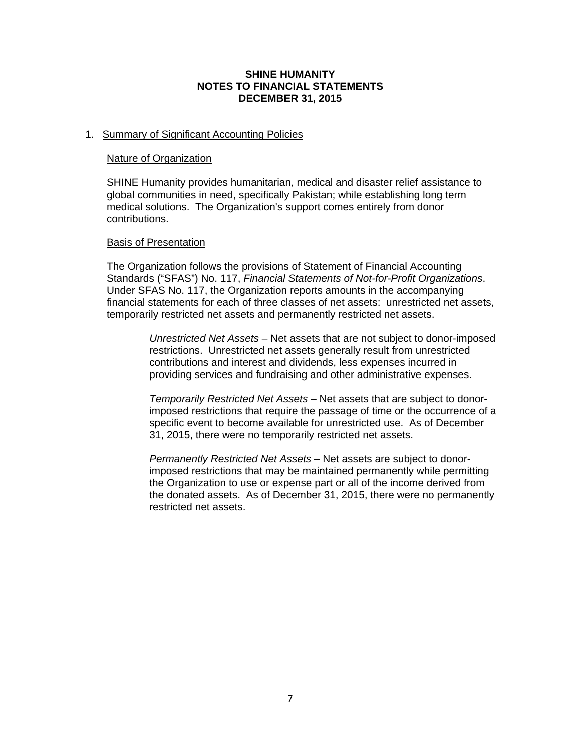# SHINE HUMANITY
# NOTES TO FINANCIAL STATEMENTS
# DECEMBER 31, 2015

1. Summary of Significant Accounting Policies

## Nature of Organization

SHINE Humanity provides humanitarian, medical and disaster relief assistance to global communities in need, specifically Pakistan; while establishing long term medical solutions. The Organization's support comes entirely from donor contributions.

## Basis of Presentation

The Organization follows the provisions of Statement of Financial Accounting Standards ("SFAS") No. 117, *Financial Statements of Not-for-Profit Organizations*. Under SFAS No. 117, the Organization reports amounts in the accompanying financial statements for each of three classes of net assets: unrestricted net assets, temporarily restricted net assets and permanently restricted net assets.

*Unrestricted Net Assets* – Net assets that are not subject to donor-imposed restrictions. Unrestricted net assets generally result from unrestricted contributions and interest and dividends, less expenses incurred in providing services and fundraising and other administrative expenses.

*Temporarily Restricted Net Assets* – Net assets that are subject to donor-imposed restrictions that require the passage of time or the occurrence of a specific event to become available for unrestricted use. As of December 31, 2015, there were no temporarily restricted net assets.

*Permanently Restricted Net Assets* – Net assets are subject to donor-imposed restrictions that may be maintained permanently while permitting the Organization to use or expense part or all of the income derived from the donated assets. As of December 31, 2015, there were no permanently restricted net assets.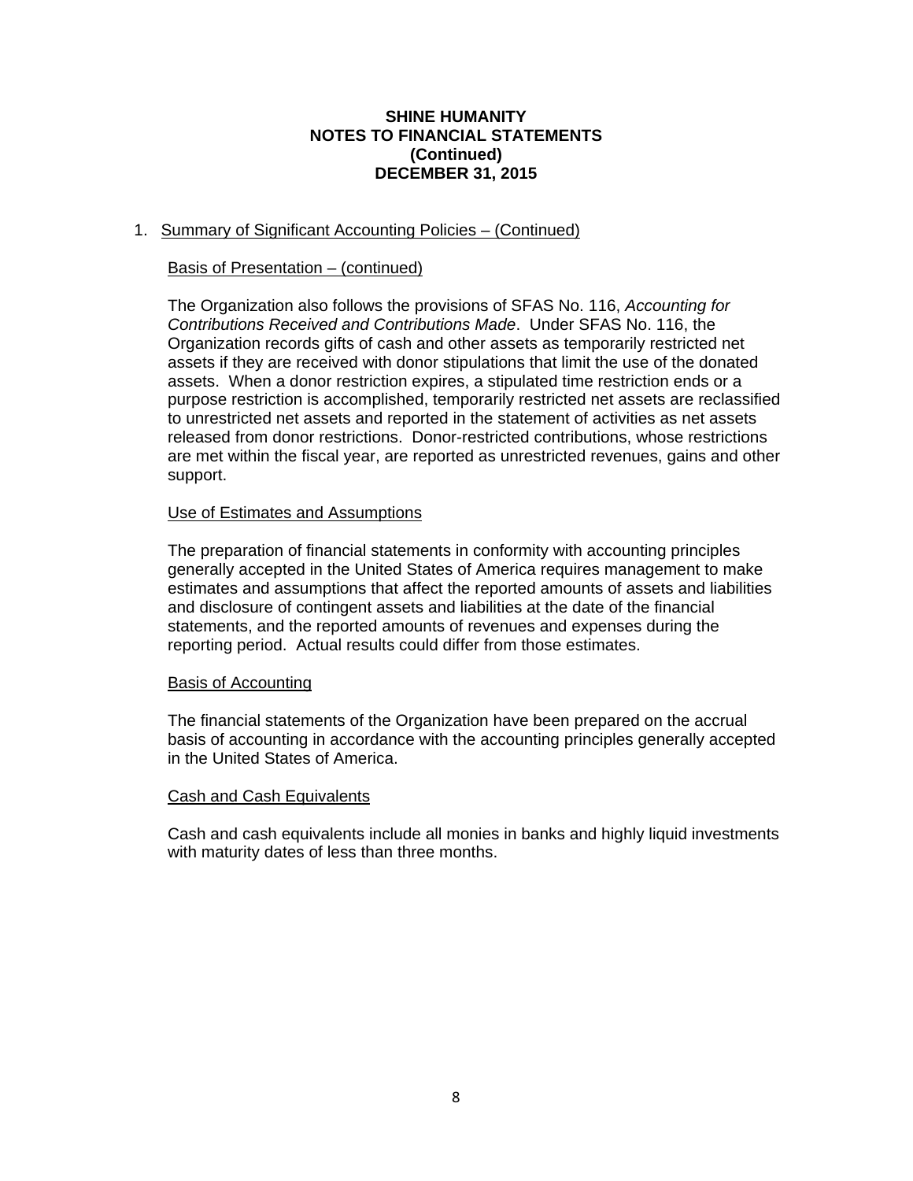**SHINE HUMANITY**
**NOTES TO FINANCIAL STATEMENTS**
**(Continued)**
**DECEMBER 31, 2015**

1. Summary of Significant Accounting Policies – (Continued)

### Basis of Presentation – (continued)

The Organization also follows the provisions of SFAS No. 116, *Accounting for Contributions Received and Contributions Made*. Under SFAS No. 116, the Organization records gifts of cash and other assets as temporarily restricted net assets if they are received with donor stipulations that limit the use of the donated assets. When a donor restriction expires, a stipulated time restriction ends or a purpose restriction is accomplished, temporarily restricted net assets are reclassified to unrestricted net assets and reported in the statement of activities as net assets released from donor restrictions. Donor-restricted contributions, whose restrictions are met within the fiscal year, are reported as unrestricted revenues, gains and other support.

### Use of Estimates and Assumptions

The preparation of financial statements in conformity with accounting principles generally accepted in the United States of America requires management to make estimates and assumptions that affect the reported amounts of assets and liabilities and disclosure of contingent assets and liabilities at the date of the financial statements, and the reported amounts of revenues and expenses during the reporting period. Actual results could differ from those estimates.

### Basis of Accounting

The financial statements of the Organization have been prepared on the accrual basis of accounting in accordance with the accounting principles generally accepted in the United States of America.

### Cash and Cash Equivalents

Cash and cash equivalents include all monies in banks and highly liquid investments with maturity dates of less than three months.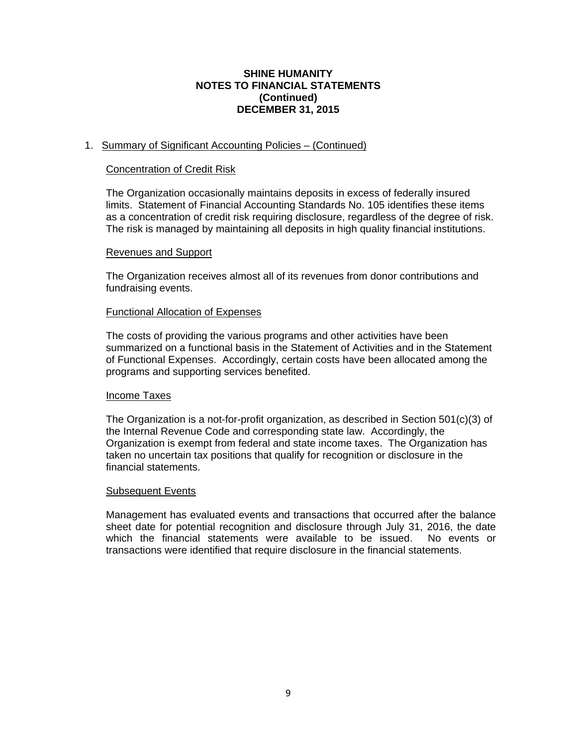**SHINE HUMANITY**
**NOTES TO FINANCIAL STATEMENTS**
**(Continued)**
**DECEMBER 31, 2015**

1. Summary of Significant Accounting Policies – (Continued)

### Concentration of Credit Risk

The Organization occasionally maintains deposits in excess of federally insured limits. Statement of Financial Accounting Standards No. 105 identifies these items as a concentration of credit risk requiring disclosure, regardless of the degree of risk. The risk is managed by maintaining all deposits in high quality financial institutions.

### Revenues and Support

The Organization receives almost all of its revenues from donor contributions and fundraising events.

### Functional Allocation of Expenses

The costs of providing the various programs and other activities have been summarized on a functional basis in the Statement of Activities and in the Statement of Functional Expenses. Accordingly, certain costs have been allocated among the programs and supporting services benefited.

### Income Taxes

The Organization is a not-for-profit organization, as described in Section 501(c)(3) of the Internal Revenue Code and corresponding state law. Accordingly, the Organization is exempt from federal and state income taxes. The Organization has taken no uncertain tax positions that qualify for recognition or disclosure in the financial statements.

### Subsequent Events

Management has evaluated events and transactions that occurred after the balance sheet date for potential recognition and disclosure through July 31, 2016, the date which the financial statements were available to be issued. No events or transactions were identified that require disclosure in the financial statements.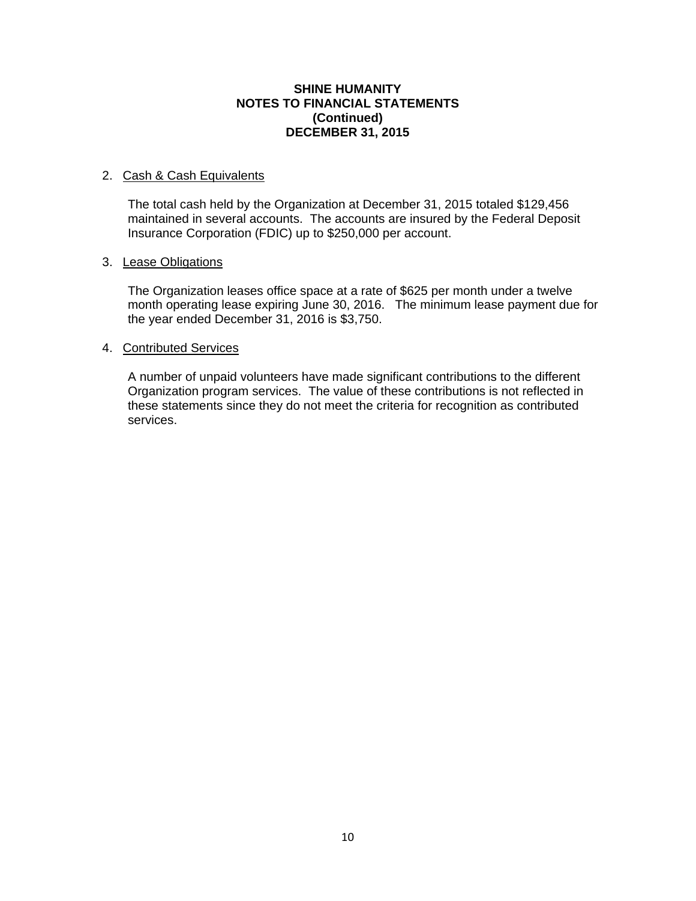**SHINE HUMANITY**
**NOTES TO FINANCIAL STATEMENTS**
**(Continued)**
**DECEMBER 31, 2015**

2. Cash & Cash Equivalents

   The total cash held by the Organization at December 31, 2015 totaled $129,456 maintained in several accounts. The accounts are insured by the Federal Deposit Insurance Corporation (FDIC) up to $250,000 per account.

3. Lease Obligations

   The Organization leases office space at a rate of $625 per month under a twelve month operating lease expiring June 30, 2016. The minimum lease payment due for the year ended December 31, 2016 is $3,750.

4. Contributed Services

   A number of unpaid volunteers have made significant contributions to the different Organization program services. The value of these contributions is not reflected in these statements since they do not meet the criteria for recognition as contributed services.